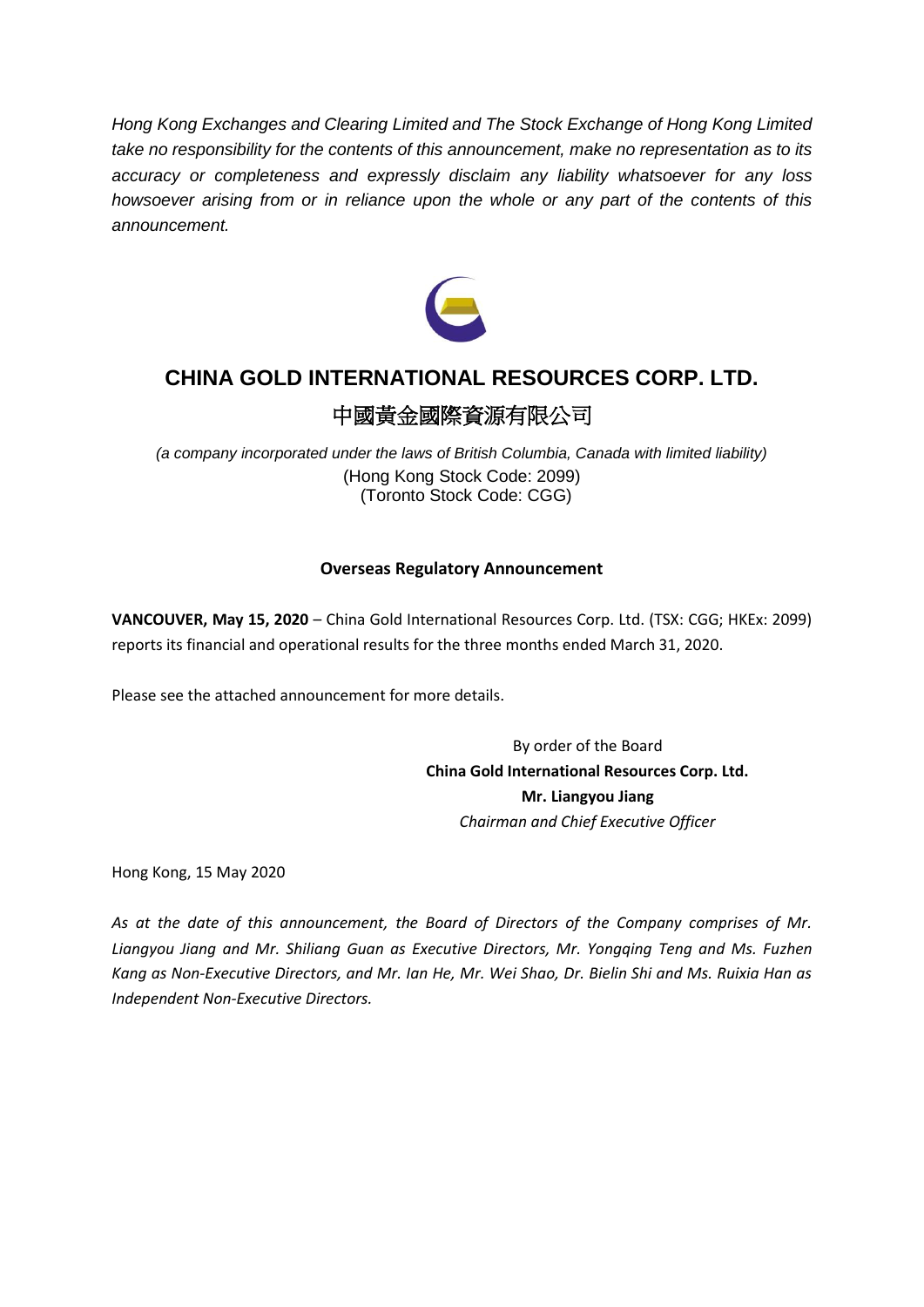*Hong Kong Exchanges and Clearing Limited and The Stock Exchange of Hong Kong Limited take no responsibility for the contents of this announcement, make no representation as to its accuracy or completeness and expressly disclaim any liability whatsoever for any loss howsoever arising from or in reliance upon the whole or any part of the contents of this announcement.*

# CHINA GOLD INTERNATIONAL RESOURCES CORP. LTD.

# 中國黃金國際資源有限公司

*(a company incorporated under the laws of British Columbia, Canada with limited liability)*

(Hong Kong Stock Code: 2099)

(Toronto Stock Code: CGG)

## Overseas Regulatory Announcement

**VANCOUVER, May 15, 2020** – China Gold International Resources Corp. Ltd. (TSX: CGG; HKEx: 2099) reports its financial and operational results for the three months ended March 31, 2020.

Please see the attached announcement for more details.

By order of the Board

**China Gold International Resources Corp. Ltd.**

**Mr. Liangyou Jiang**

*Chairman and Chief Executive Officer*

Hong Kong, 15 May 2020

*As at the date of this announcement, the Board of Directors of the Company comprises of Mr. Liangyou Jiang and Mr. Shiliang Guan as Executive Directors, Mr. Yongqing Teng and Ms. Fuzhen Kang as Non-Executive Directors, and Mr. Ian He, Mr. Wei Shao, Dr. Bielin Shi and Ms. Ruixia Han as Independent Non-Executive Directors.*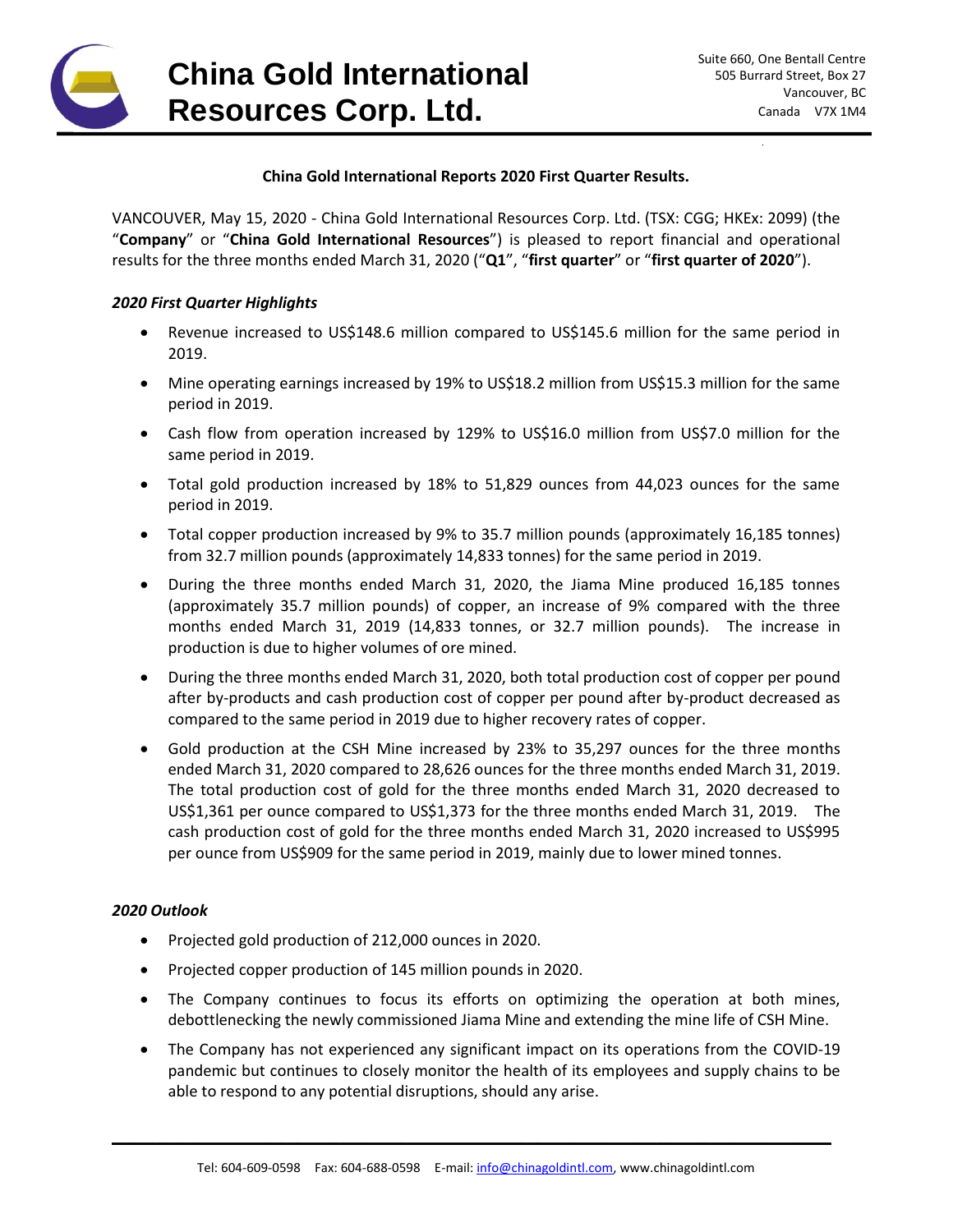# China Gold International Resources Corp. Ltd.

Suite 660, One Bentall Centre
505 Burrard Street, Box 27
Vancouver, BC
Canada V7X 1M4

**China Gold International Reports 2020 First Quarter Results.**

VANCOUVER, May 15, 2020 - China Gold International Resources Corp. Ltd. (TSX: CGG; HKEx: 2099) (the "**Company**" or "**China Gold International Resources**") is pleased to report financial and operational results for the three months ended March 31, 2020 ("**Q1**", "**first quarter**" or "**first quarter of 2020**").

***2020 First Quarter Highlights***

- Revenue increased to US$148.6 million compared to US$145.6 million for the same period in 2019.
- Mine operating earnings increased by 19% to US$18.2 million from US$15.3 million for the same period in 2019.
- Cash flow from operation increased by 129% to US$16.0 million from US$7.0 million for the same period in 2019.
- Total gold production increased by 18% to 51,829 ounces from 44,023 ounces for the same period in 2019.
- Total copper production increased by 9% to 35.7 million pounds (approximately 16,185 tonnes) from 32.7 million pounds (approximately 14,833 tonnes) for the same period in 2019.
- During the three months ended March 31, 2020, the Jiama Mine produced 16,185 tonnes (approximately 35.7 million pounds) of copper, an increase of 9% compared with the three months ended March 31, 2019 (14,833 tonnes, or 32.7 million pounds). The increase in production is due to higher volumes of ore mined.
- During the three months ended March 31, 2020, both total production cost of copper per pound after by-products and cash production cost of copper per pound after by-product decreased as compared to the same period in 2019 due to higher recovery rates of copper.
- Gold production at the CSH Mine increased by 23% to 35,297 ounces for the three months ended March 31, 2020 compared to 28,626 ounces for the three months ended March 31, 2019. The total production cost of gold for the three months ended March 31, 2020 decreased to US$1,361 per ounce compared to US$1,373 for the three months ended March 31, 2019. The cash production cost of gold for the three months ended March 31, 2020 increased to US$995 per ounce from US$909 for the same period in 2019, mainly due to lower mined tonnes.

***2020 Outlook***

- Projected gold production of 212,000 ounces in 2020.
- Projected copper production of 145 million pounds in 2020.
- The Company continues to focus its efforts on optimizing the operation at both mines, debottlenecking the newly commissioned Jiama Mine and extending the mine life of CSH Mine.
- The Company has not experienced any significant impact on its operations from the COVID-19 pandemic but continues to closely monitor the health of its employees and supply chains to be able to respond to any potential disruptions, should any arise.

Tel: 604-609-0598 Fax: 604-688-0598 E-mail: info@chinagoldintl.com, www.chinagoldintl.com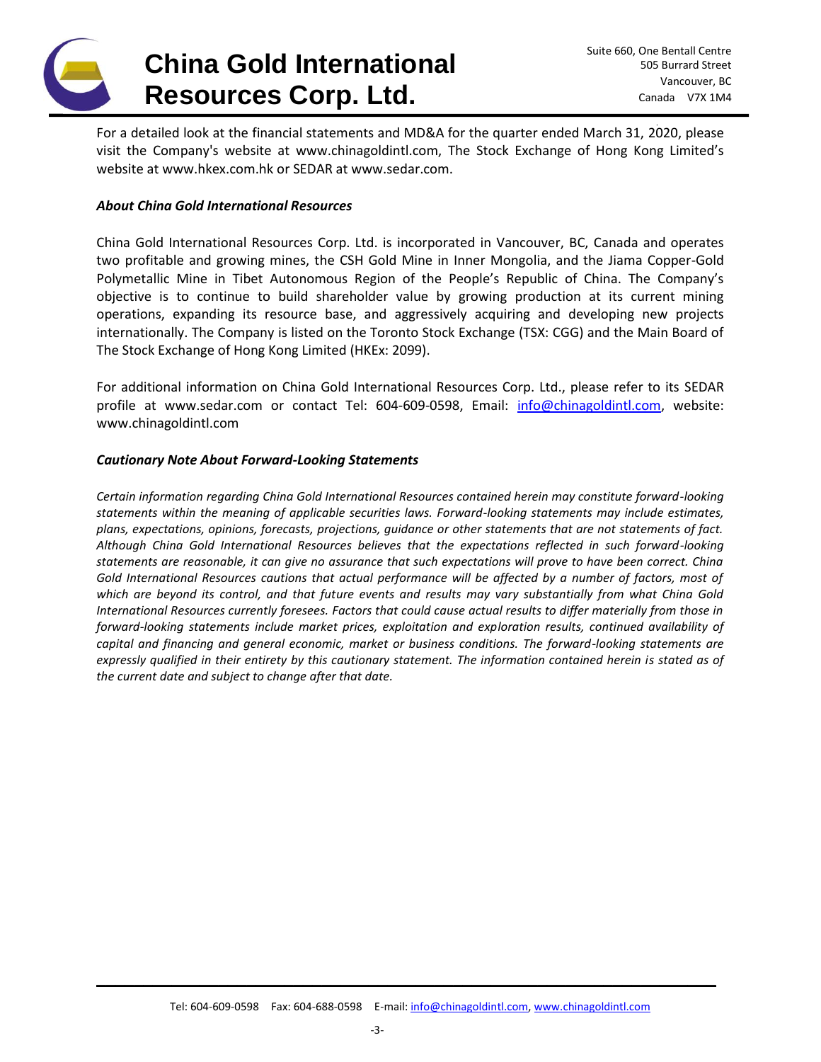For a detailed look at the financial statements and MD&A for the quarter ended March 31, 2020, please visit the Company's website at www.chinagoldintl.com, The Stock Exchange of Hong Kong Limited's website at www.hkex.com.hk or SEDAR at www.sedar.com.

***About China Gold International Resources***

China Gold International Resources Corp. Ltd. is incorporated in Vancouver, BC, Canada and operates two profitable and growing mines, the CSH Gold Mine in Inner Mongolia, and the Jiama Copper-Gold Polymetallic Mine in Tibet Autonomous Region of the People's Republic of China. The Company's objective is to continue to build shareholder value by growing production at its current mining operations, expanding its resource base, and aggressively acquiring and developing new projects internationally. The Company is listed on the Toronto Stock Exchange (TSX: CGG) and the Main Board of The Stock Exchange of Hong Kong Limited (HKEx: 2099).

For additional information on China Gold International Resources Corp. Ltd., please refer to its SEDAR profile at www.sedar.com or contact Tel: 604-609-0598, Email: info@chinagoldintl.com, website: www.chinagoldintl.com

***Cautionary Note About Forward-Looking Statements***

*Certain information regarding China Gold International Resources contained herein may constitute forward-looking statements within the meaning of applicable securities laws. Forward-looking statements may include estimates, plans, expectations, opinions, forecasts, projections, guidance or other statements that are not statements of fact. Although China Gold International Resources believes that the expectations reflected in such forward-looking statements are reasonable, it can give no assurance that such expectations will prove to have been correct. China Gold International Resources cautions that actual performance will be affected by a number of factors, most of which are beyond its control, and that future events and results may vary substantially from what China Gold International Resources currently foresees. Factors that could cause actual results to differ materially from those in forward-looking statements include market prices, exploitation and exploration results, continued availability of capital and financing and general economic, market or business conditions. The forward-looking statements are expressly qualified in their entirety by this cautionary statement. The information contained herein is stated as of the current date and subject to change after that date.*